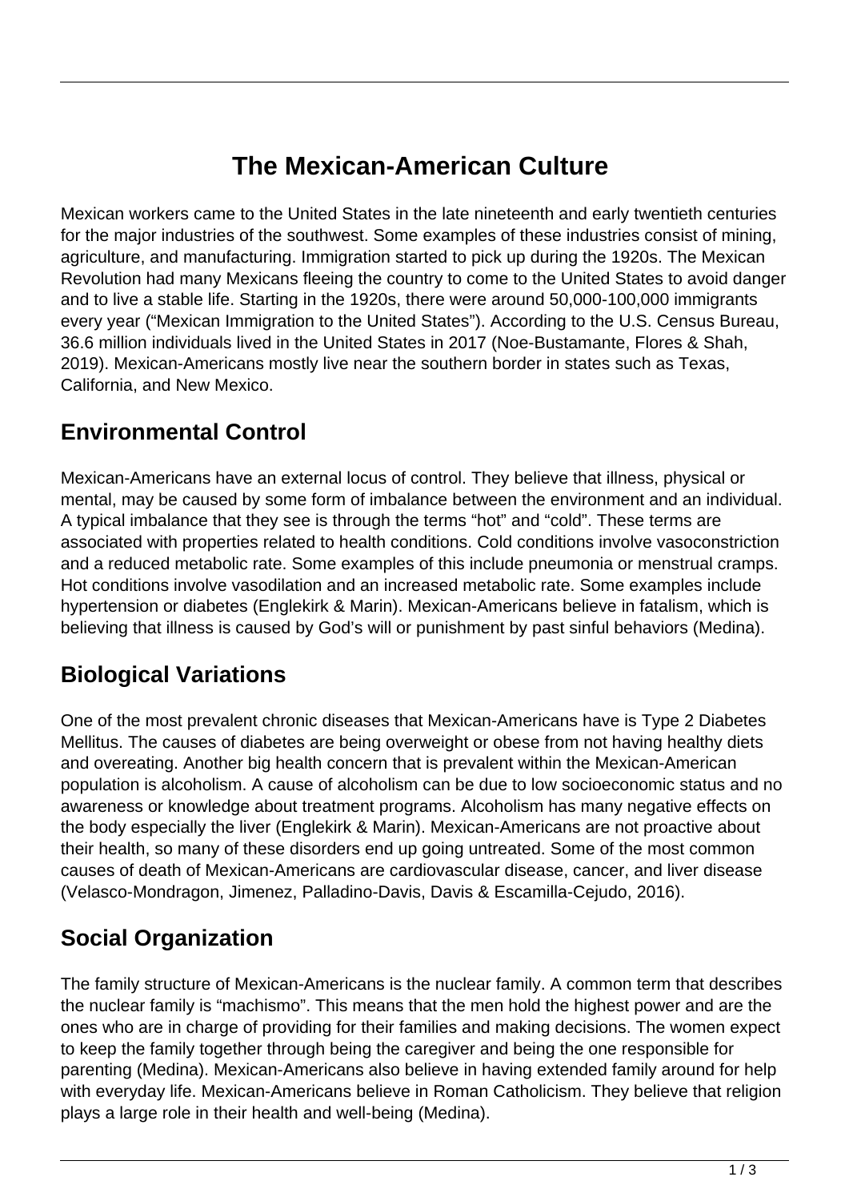# The Mexican-American Culture

Mexican workers came to the United States in the late nineteenth and early twentieth centuries for the major industries of the southwest. Some examples of these industries consist of mining, agriculture, and manufacturing. Immigration started to pick up during the 1920s. The Mexican Revolution had many Mexicans fleeing the country to come to the United States to avoid danger and to live a stable life. Starting in the 1920s, there were around 50,000-100,000 immigrants every year ("Mexican Immigration to the United States"). According to the U.S. Census Bureau, 36.6 million individuals lived in the United States in 2017 (Noe-Bustamante, Flores & Shah, 2019). Mexican-Americans mostly live near the southern border in states such as Texas, California, and New Mexico.

## Environmental Control

Mexican-Americans have an external locus of control. They believe that illness, physical or mental, may be caused by some form of imbalance between the environment and an individual. A typical imbalance that they see is through the terms "hot" and "cold". These terms are associated with properties related to health conditions. Cold conditions involve vasoconstriction and a reduced metabolic rate. Some examples of this include pneumonia or menstrual cramps. Hot conditions involve vasodilation and an increased metabolic rate. Some examples include hypertension or diabetes (Englekirk & Marin). Mexican-Americans believe in fatalism, which is believing that illness is caused by God's will or punishment by past sinful behaviors (Medina).

## Biological Variations

One of the most prevalent chronic diseases that Mexican-Americans have is Type 2 Diabetes Mellitus. The causes of diabetes are being overweight or obese from not having healthy diets and overeating. Another big health concern that is prevalent within the Mexican-American population is alcoholism. A cause of alcoholism can be due to low socioeconomic status and no awareness or knowledge about treatment programs. Alcoholism has many negative effects on the body especially the liver (Englekirk & Marin). Mexican-Americans are not proactive about their health, so many of these disorders end up going untreated. Some of the most common causes of death of Mexican-Americans are cardiovascular disease, cancer, and liver disease (Velasco-Mondragon, Jimenez, Palladino-Davis, Davis & Escamilla-Cejudo, 2016).

## Social Organization

The family structure of Mexican-Americans is the nuclear family. A common term that describes the nuclear family is "machismo". This means that the men hold the highest power and are the ones who are in charge of providing for their families and making decisions. The women expect to keep the family together through being the caregiver and being the one responsible for parenting (Medina). Mexican-Americans also believe in having extended family around for help with everyday life. Mexican-Americans believe in Roman Catholicism. They believe that religion plays a large role in their health and well-being (Medina).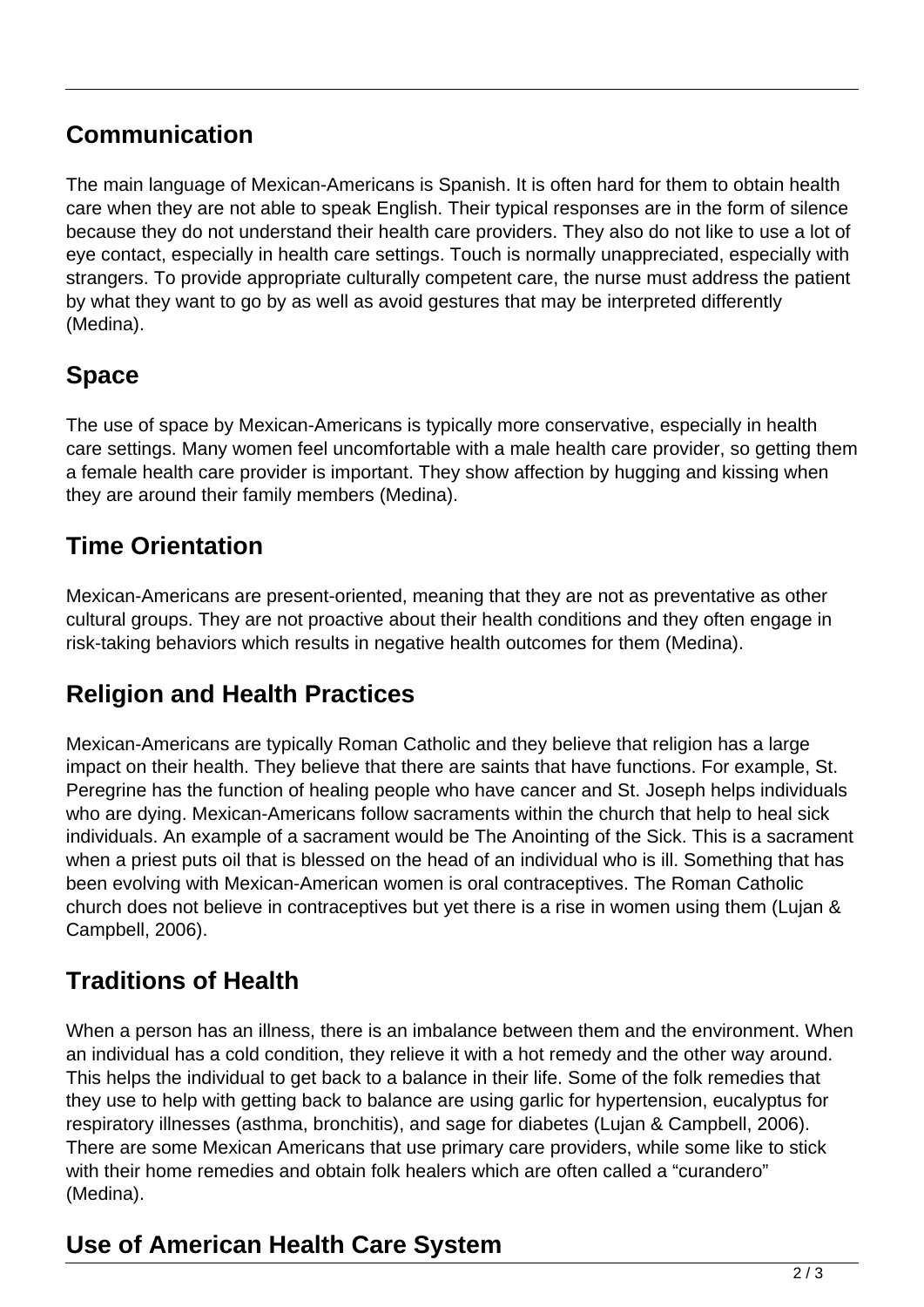## Communication

The main language of Mexican-Americans is Spanish. It is often hard for them to obtain health care when they are not able to speak English. Their typical responses are in the form of silence because they do not understand their health care providers. They also do not like to use a lot of eye contact, especially in health care settings. Touch is normally unappreciated, especially with strangers. To provide appropriate culturally competent care, the nurse must address the patient by what they want to go by as well as avoid gestures that may be interpreted differently (Medina).

## Space

The use of space by Mexican-Americans is typically more conservative, especially in health care settings. Many women feel uncomfortable with a male health care provider, so getting them a female health care provider is important. They show affection by hugging and kissing when they are around their family members (Medina).

## Time Orientation

Mexican-Americans are present-oriented, meaning that they are not as preventative as other cultural groups. They are not proactive about their health conditions and they often engage in risk-taking behaviors which results in negative health outcomes for them (Medina).

## Religion and Health Practices

Mexican-Americans are typically Roman Catholic and they believe that religion has a large impact on their health. They believe that there are saints that have functions. For example, St. Peregrine has the function of healing people who have cancer and St. Joseph helps individuals who are dying. Mexican-Americans follow sacraments within the church that help to heal sick individuals. An example of a sacrament would be The Anointing of the Sick. This is a sacrament when a priest puts oil that is blessed on the head of an individual who is ill. Something that has been evolving with Mexican-American women is oral contraceptives. The Roman Catholic church does not believe in contraceptives but yet there is a rise in women using them (Lujan & Campbell, 2006).

## Traditions of Health

When a person has an illness, there is an imbalance between them and the environment. When an individual has a cold condition, they relieve it with a hot remedy and the other way around. This helps the individual to get back to a balance in their life. Some of the folk remedies that they use to help with getting back to balance are using garlic for hypertension, eucalyptus for respiratory illnesses (asthma, bronchitis), and sage for diabetes (Lujan & Campbell, 2006). There are some Mexican Americans that use primary care providers, while some like to stick with their home remedies and obtain folk healers which are often called a "curandero" (Medina).

## Use of American Health Care System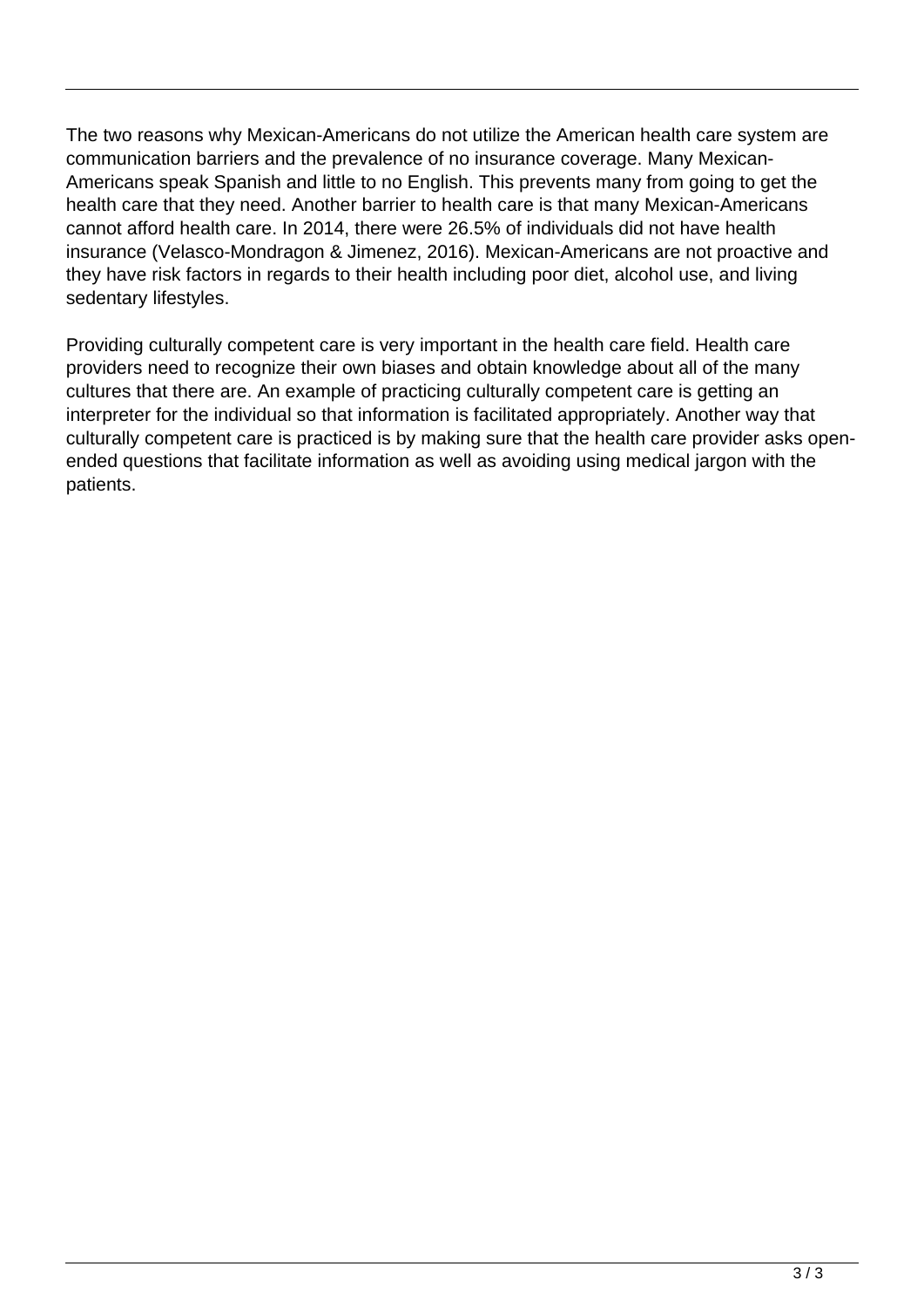The two reasons why Mexican-Americans do not utilize the American health care system are communication barriers and the prevalence of no insurance coverage. Many Mexican-Americans speak Spanish and little to no English. This prevents many from going to get the health care that they need. Another barrier to health care is that many Mexican-Americans cannot afford health care. In 2014, there were 26.5% of individuals did not have health insurance (Velasco-Mondragon & Jimenez, 2016). Mexican-Americans are not proactive and they have risk factors in regards to their health including poor diet, alcohol use, and living sedentary lifestyles.

Providing culturally competent care is very important in the health care field. Health care providers need to recognize their own biases and obtain knowledge about all of the many cultures that there are. An example of practicing culturally competent care is getting an interpreter for the individual so that information is facilitated appropriately. Another way that culturally competent care is practiced is by making sure that the health care provider asks open-ended questions that facilitate information as well as avoiding using medical jargon with the patients.